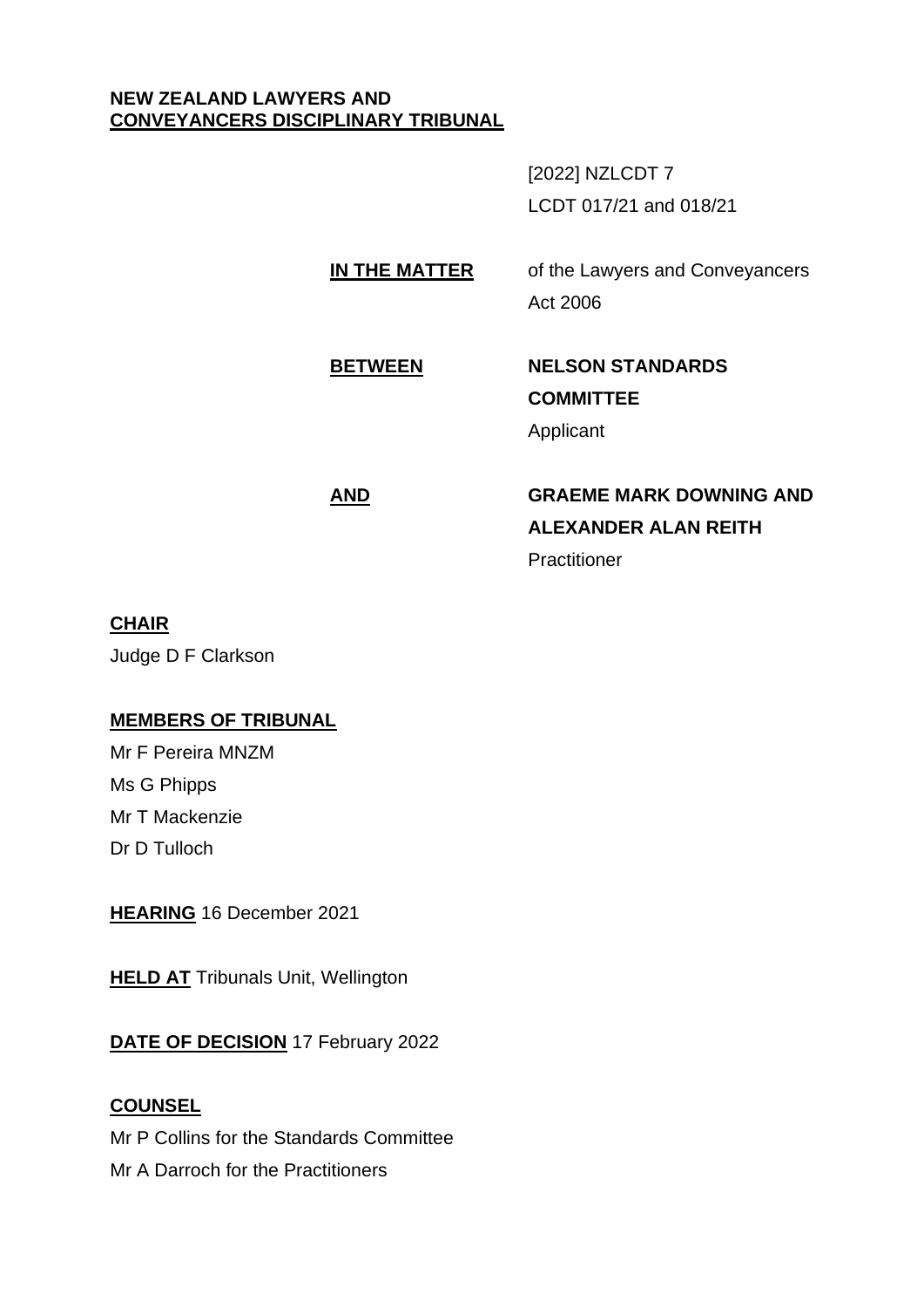**NEW ZEALAND LAWYERS AND**
**CONVEYANCERS DISCIPLINARY TRIBUNAL**

[2022] NZLCDT 7
LCDT 017/21 and 018/21

**IN THE MATTER** of the Lawyers and Conveyancers Act 2006

**BETWEEN** **NELSON STANDARDS COMMITTEE**
Applicant

**AND** **GRAEME MARK DOWNING AND ALEXANDER ALAN REITH**
Practitioner

**CHAIR**

Judge D F Clarkson

**MEMBERS OF TRIBUNAL**

Mr F Pereira MNZM
Ms G Phipps
Mr T Mackenzie
Dr D Tulloch

**HEARING** 16 December 2021

**HELD AT** Tribunals Unit, Wellington

**DATE OF DECISION** 17 February 2022

**COUNSEL**

Mr P Collins for the Standards Committee
Mr A Darroch for the Practitioners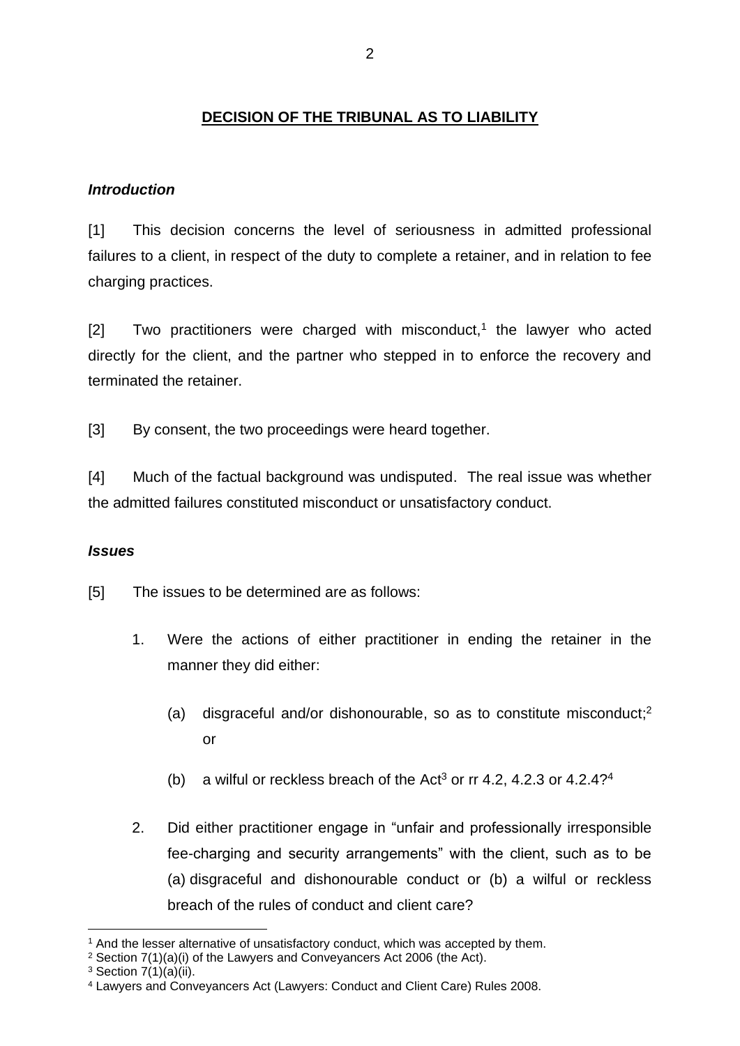## DECISION OF THE TRIBUNAL AS TO LIABILITY

### *Introduction*

[1] This decision concerns the level of seriousness in admitted professional failures to a client, in respect of the duty to complete a retainer, and in relation to fee charging practices.

[2] Two practitioners were charged with misconduct,[1] the lawyer who acted directly for the client, and the partner who stepped in to enforce the recovery and terminated the retainer.

[3] By consent, the two proceedings were heard together.

[4] Much of the factual background was undisputed. The real issue was whether the admitted failures constituted misconduct or unsatisfactory conduct.

### *Issues*

[5] The issues to be determined are as follows:

1. Were the actions of either practitioner in ending the retainer in the manner they did either:

   (a) disgraceful and/or dishonourable, so as to constitute misconduct;[2] or

   (b) a wilful or reckless breach of the Act[3] or rr 4.2, 4.2.3 or 4.2.4?[4]

2. Did either practitioner engage in "unfair and professionally irresponsible fee-charging and security arrangements" with the client, such as to be (a) disgraceful and dishonourable conduct or (b) a wilful or reckless breach of the rules of conduct and client care?

---

[1] And the lesser alternative of unsatisfactory conduct, which was accepted by them.

[2] Section 7(1)(a)(i) of the Lawyers and Conveyancers Act 2006 (the Act).

[3] Section 7(1)(a)(ii).

[4] Lawyers and Conveyancers Act (Lawyers: Conduct and Client Care) Rules 2008.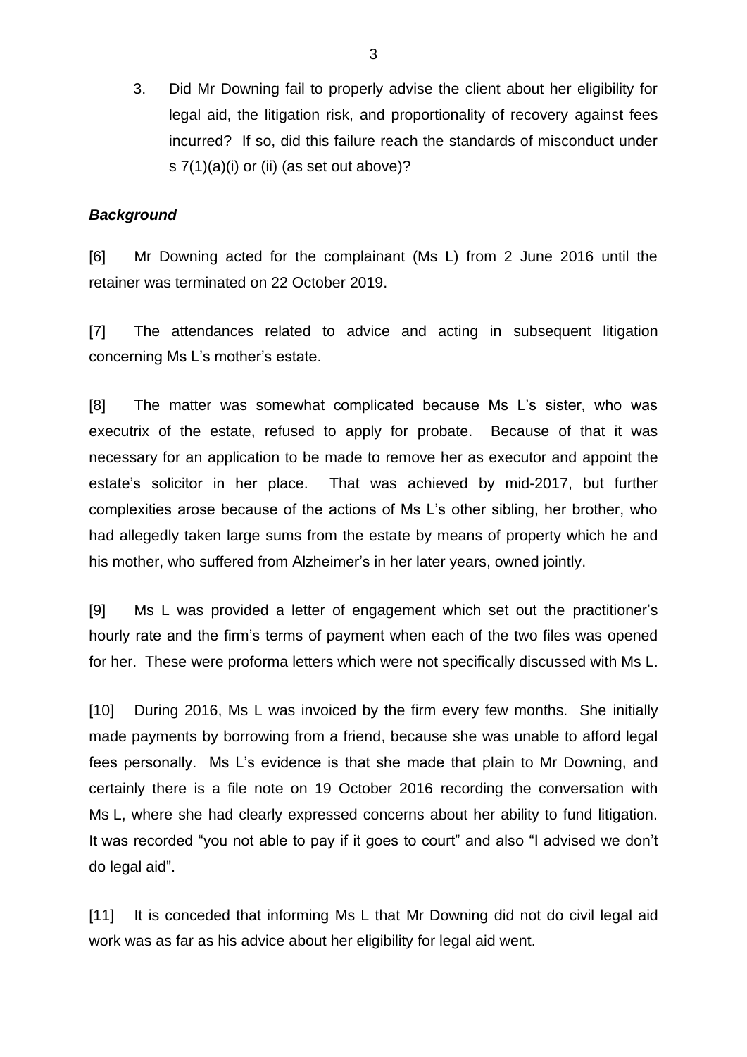3. Did Mr Downing fail to properly advise the client about her eligibility for legal aid, the litigation risk, and proportionality of recovery against fees incurred? If so, did this failure reach the standards of misconduct under s 7(1)(a)(i) or (ii) (as set out above)?

### ***Background***

[6] Mr Downing acted for the complainant (Ms L) from 2 June 2016 until the retainer was terminated on 22 October 2019.

[7] The attendances related to advice and acting in subsequent litigation concerning Ms L's mother's estate.

[8] The matter was somewhat complicated because Ms L's sister, who was executrix of the estate, refused to apply for probate. Because of that it was necessary for an application to be made to remove her as executor and appoint the estate's solicitor in her place. That was achieved by mid-2017, but further complexities arose because of the actions of Ms L's other sibling, her brother, who had allegedly taken large sums from the estate by means of property which he and his mother, who suffered from Alzheimer's in her later years, owned jointly.

[9] Ms L was provided a letter of engagement which set out the practitioner's hourly rate and the firm's terms of payment when each of the two files was opened for her. These were proforma letters which were not specifically discussed with Ms L.

[10] During 2016, Ms L was invoiced by the firm every few months. She initially made payments by borrowing from a friend, because she was unable to afford legal fees personally. Ms L's evidence is that she made that plain to Mr Downing, and certainly there is a file note on 19 October 2016 recording the conversation with Ms L, where she had clearly expressed concerns about her ability to fund litigation. It was recorded "you not able to pay if it goes to court" and also "I advised we don't do legal aid".

[11] It is conceded that informing Ms L that Mr Downing did not do civil legal aid work was as far as his advice about her eligibility for legal aid went.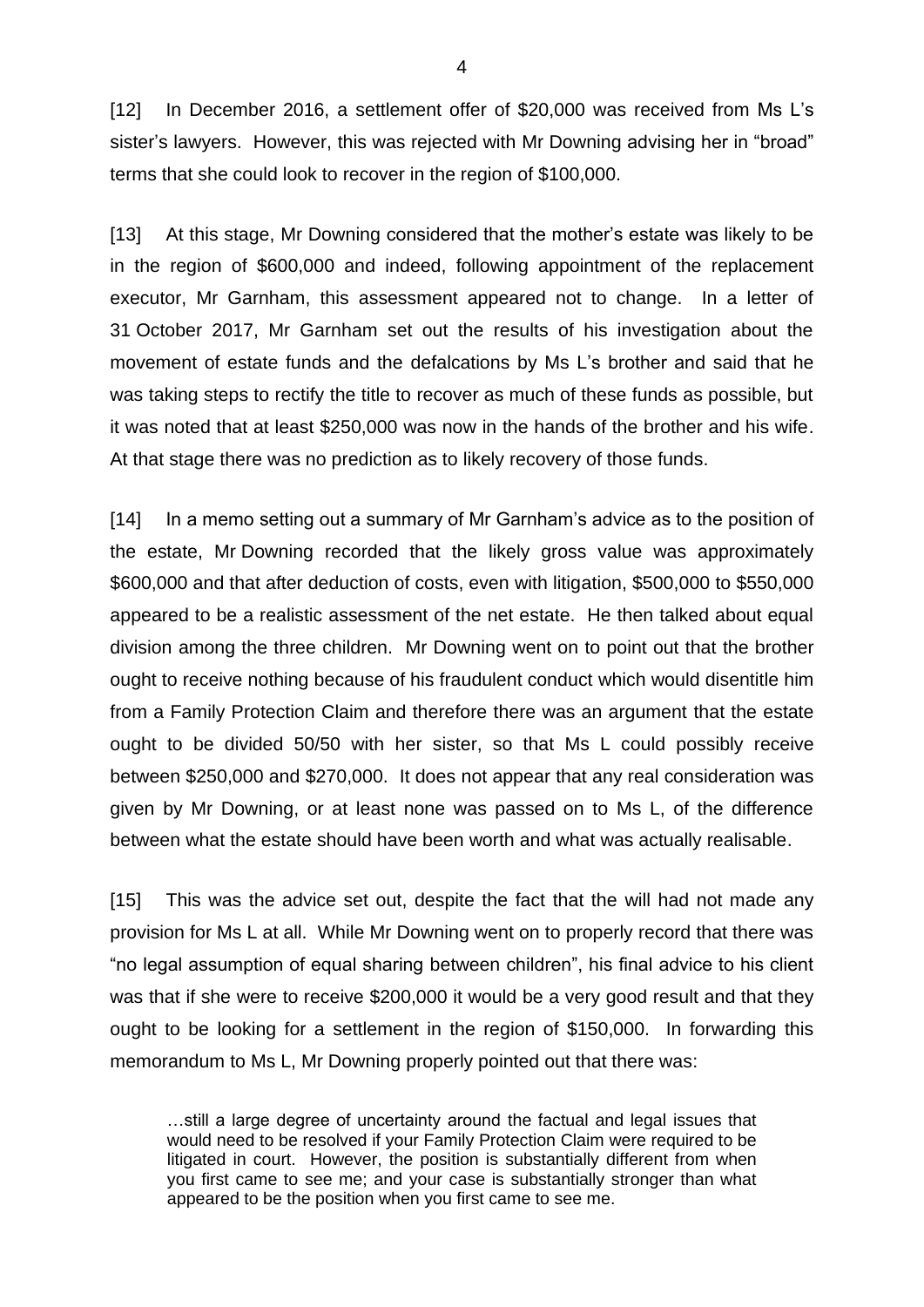[12] In December 2016, a settlement offer of $20,000 was received from Ms L's sister's lawyers. However, this was rejected with Mr Downing advising her in "broad" terms that she could look to recover in the region of $100,000.

[13] At this stage, Mr Downing considered that the mother's estate was likely to be in the region of $600,000 and indeed, following appointment of the replacement executor, Mr Garnham, this assessment appeared not to change. In a letter of 31 October 2017, Mr Garnham set out the results of his investigation about the movement of estate funds and the defalcations by Ms L's brother and said that he was taking steps to rectify the title to recover as much of these funds as possible, but it was noted that at least $250,000 was now in the hands of the brother and his wife. At that stage there was no prediction as to likely recovery of those funds.

[14] In a memo setting out a summary of Mr Garnham's advice as to the position of the estate, Mr Downing recorded that the likely gross value was approximately $600,000 and that after deduction of costs, even with litigation, $500,000 to $550,000 appeared to be a realistic assessment of the net estate. He then talked about equal division among the three children. Mr Downing went on to point out that the brother ought to receive nothing because of his fraudulent conduct which would disentitle him from a Family Protection Claim and therefore there was an argument that the estate ought to be divided 50/50 with her sister, so that Ms L could possibly receive between $250,000 and $270,000. It does not appear that any real consideration was given by Mr Downing, or at least none was passed on to Ms L, of the difference between what the estate should have been worth and what was actually realisable.

[15] This was the advice set out, despite the fact that the will had not made any provision for Ms L at all. While Mr Downing went on to properly record that there was "no legal assumption of equal sharing between children", his final advice to his client was that if she were to receive $200,000 it would be a very good result and that they ought to be looking for a settlement in the region of $150,000. In forwarding this memorandum to Ms L, Mr Downing properly pointed out that there was:

> …still a large degree of uncertainty around the factual and legal issues that would need to be resolved if your Family Protection Claim were required to be litigated in court. However, the position is substantially different from when you first came to see me; and your case is substantially stronger than what appeared to be the position when you first came to see me.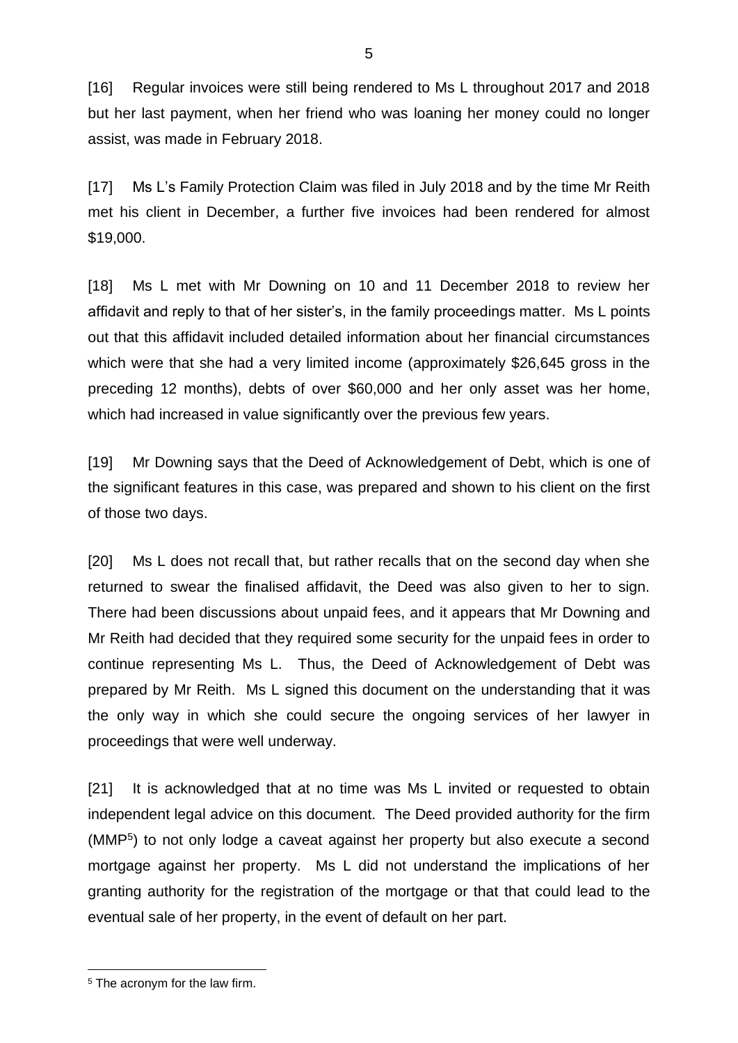[16] Regular invoices were still being rendered to Ms L throughout 2017 and 2018 but her last payment, when her friend who was loaning her money could no longer assist, was made in February 2018.

[17] Ms L's Family Protection Claim was filed in July 2018 and by the time Mr Reith met his client in December, a further five invoices had been rendered for almost $19,000.

[18] Ms L met with Mr Downing on 10 and 11 December 2018 to review her affidavit and reply to that of her sister's, in the family proceedings matter. Ms L points out that this affidavit included detailed information about her financial circumstances which were that she had a very limited income (approximately $26,645 gross in the preceding 12 months), debts of over $60,000 and her only asset was her home, which had increased in value significantly over the previous few years.

[19] Mr Downing says that the Deed of Acknowledgement of Debt, which is one of the significant features in this case, was prepared and shown to his client on the first of those two days.

[20] Ms L does not recall that, but rather recalls that on the second day when she returned to swear the finalised affidavit, the Deed was also given to her to sign. There had been discussions about unpaid fees, and it appears that Mr Downing and Mr Reith had decided that they required some security for the unpaid fees in order to continue representing Ms L. Thus, the Deed of Acknowledgement of Debt was prepared by Mr Reith. Ms L signed this document on the understanding that it was the only way in which she could secure the ongoing services of her lawyer in proceedings that were well underway.

[21] It is acknowledged that at no time was Ms L invited or requested to obtain independent legal advice on this document. The Deed provided authority for the firm (MMP[5]) to not only lodge a caveat against her property but also execute a second mortgage against her property. Ms L did not understand the implications of her granting authority for the registration of the mortgage or that that could lead to the eventual sale of her property, in the event of default on her part.

[5] The acronym for the law firm.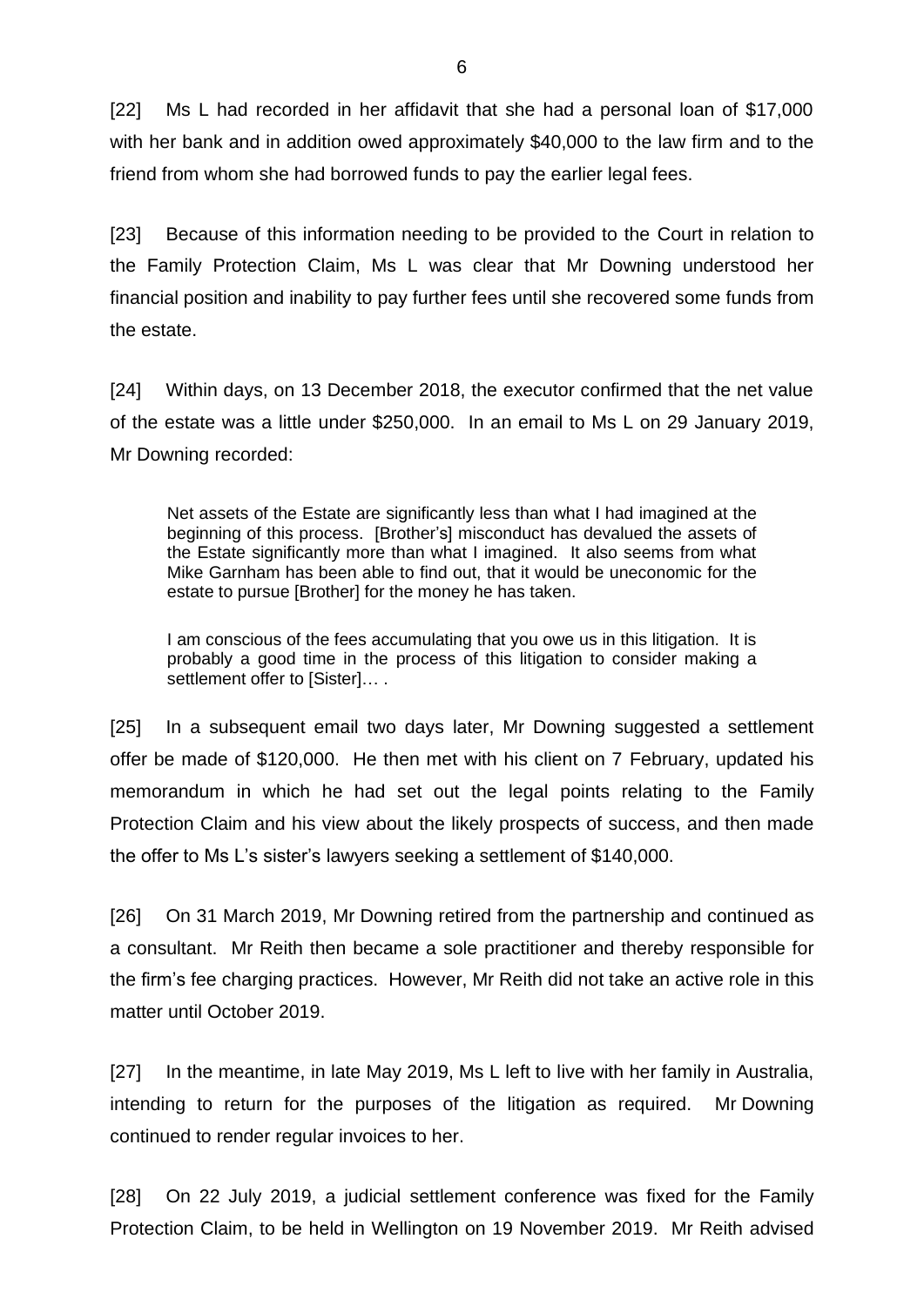[22] Ms L had recorded in her affidavit that she had a personal loan of $17,000 with her bank and in addition owed approximately $40,000 to the law firm and to the friend from whom she had borrowed funds to pay the earlier legal fees.

[23] Because of this information needing to be provided to the Court in relation to the Family Protection Claim, Ms L was clear that Mr Downing understood her financial position and inability to pay further fees until she recovered some funds from the estate.

[24] Within days, on 13 December 2018, the executor confirmed that the net value of the estate was a little under $250,000. In an email to Ms L on 29 January 2019, Mr Downing recorded:

> Net assets of the Estate are significantly less than what I had imagined at the beginning of this process. [Brother's] misconduct has devalued the assets of the Estate significantly more than what I imagined. It also seems from what Mike Garnham has been able to find out, that it would be uneconomic for the estate to pursue [Brother] for the money he has taken.
>
> I am conscious of the fees accumulating that you owe us in this litigation. It is probably a good time in the process of this litigation to consider making a settlement offer to [Sister]… .

[25] In a subsequent email two days later, Mr Downing suggested a settlement offer be made of $120,000. He then met with his client on 7 February, updated his memorandum in which he had set out the legal points relating to the Family Protection Claim and his view about the likely prospects of success, and then made the offer to Ms L's sister's lawyers seeking a settlement of $140,000.

[26] On 31 March 2019, Mr Downing retired from the partnership and continued as a consultant. Mr Reith then became a sole practitioner and thereby responsible for the firm's fee charging practices. However, Mr Reith did not take an active role in this matter until October 2019.

[27] In the meantime, in late May 2019, Ms L left to live with her family in Australia, intending to return for the purposes of the litigation as required. Mr Downing continued to render regular invoices to her.

[28] On 22 July 2019, a judicial settlement conference was fixed for the Family Protection Claim, to be held in Wellington on 19 November 2019. Mr Reith advised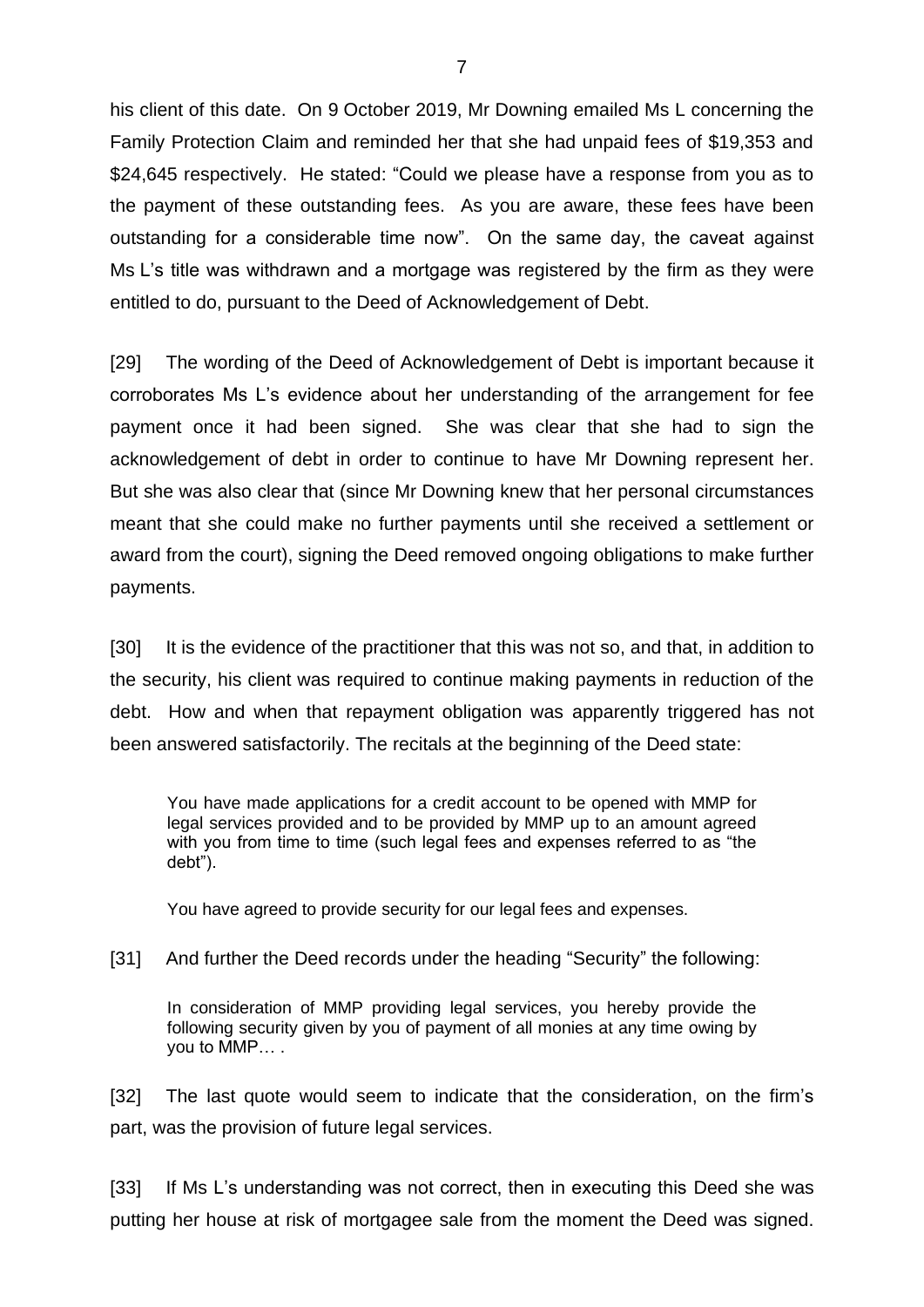his client of this date. On 9 October 2019, Mr Downing emailed Ms L concerning the Family Protection Claim and reminded her that she had unpaid fees of $19,353 and $24,645 respectively. He stated: "Could we please have a response from you as to the payment of these outstanding fees. As you are aware, these fees have been outstanding for a considerable time now". On the same day, the caveat against Ms L's title was withdrawn and a mortgage was registered by the firm as they were entitled to do, pursuant to the Deed of Acknowledgement of Debt.

[29] The wording of the Deed of Acknowledgement of Debt is important because it corroborates Ms L's evidence about her understanding of the arrangement for fee payment once it had been signed. She was clear that she had to sign the acknowledgement of debt in order to continue to have Mr Downing represent her. But she was also clear that (since Mr Downing knew that her personal circumstances meant that she could make no further payments until she received a settlement or award from the court), signing the Deed removed ongoing obligations to make further payments.

[30] It is the evidence of the practitioner that this was not so, and that, in addition to the security, his client was required to continue making payments in reduction of the debt. How and when that repayment obligation was apparently triggered has not been answered satisfactorily. The recitals at the beginning of the Deed state:

> You have made applications for a credit account to be opened with MMP for legal services provided and to be provided by MMP up to an amount agreed with you from time to time (such legal fees and expenses referred to as "the debt").
>
> You have agreed to provide security for our legal fees and expenses.

[31] And further the Deed records under the heading "Security" the following:

> In consideration of MMP providing legal services, you hereby provide the following security given by you of payment of all monies at any time owing by you to MMP… .

[32] The last quote would seem to indicate that the consideration, on the firm's part, was the provision of future legal services.

[33] If Ms L's understanding was not correct, then in executing this Deed she was putting her house at risk of mortgagee sale from the moment the Deed was signed.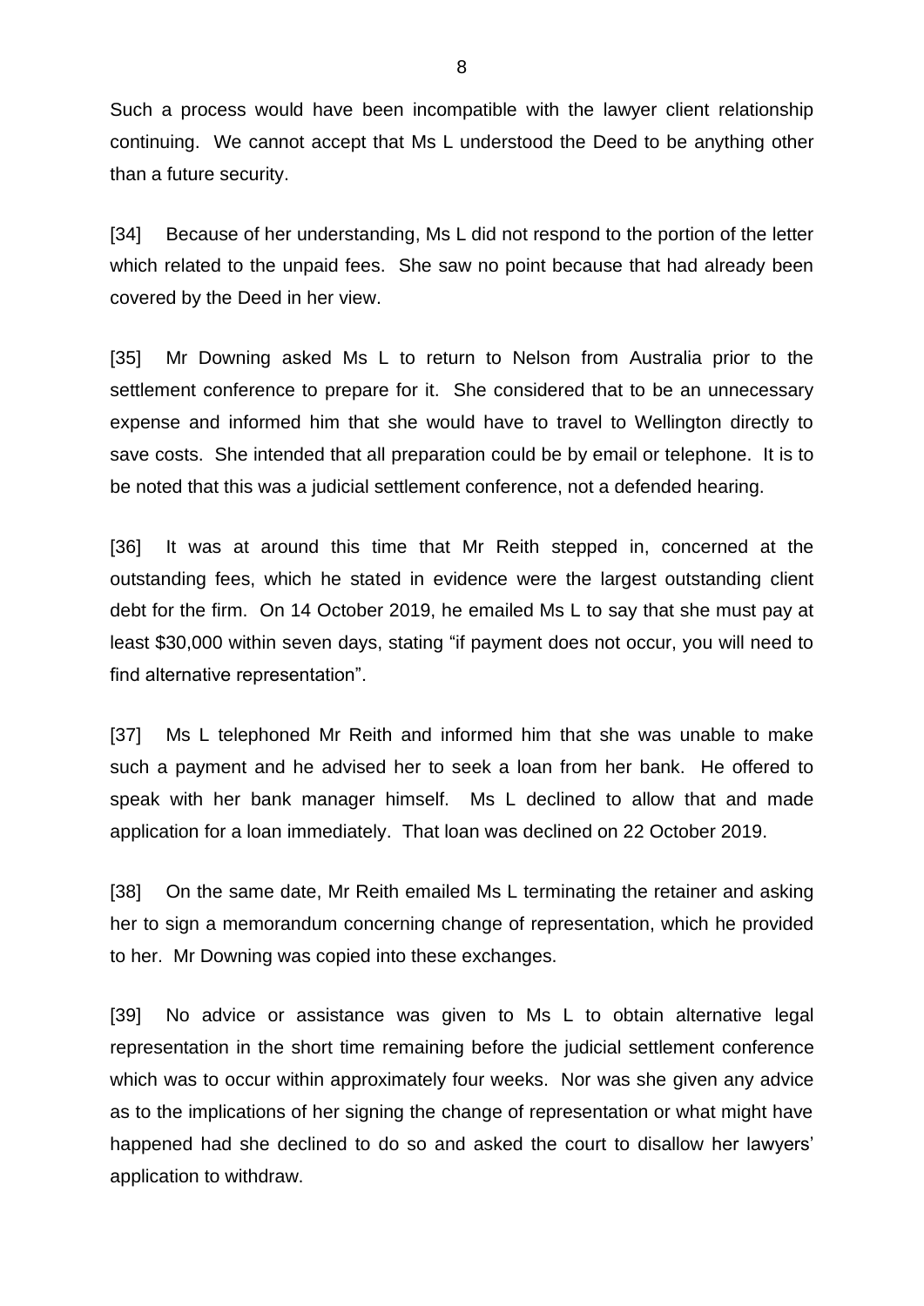Such a process would have been incompatible with the lawyer client relationship continuing. We cannot accept that Ms L understood the Deed to be anything other than a future security.

[34] Because of her understanding, Ms L did not respond to the portion of the letter which related to the unpaid fees. She saw no point because that had already been covered by the Deed in her view.

[35] Mr Downing asked Ms L to return to Nelson from Australia prior to the settlement conference to prepare for it. She considered that to be an unnecessary expense and informed him that she would have to travel to Wellington directly to save costs. She intended that all preparation could be by email or telephone. It is to be noted that this was a judicial settlement conference, not a defended hearing.

[36] It was at around this time that Mr Reith stepped in, concerned at the outstanding fees, which he stated in evidence were the largest outstanding client debt for the firm. On 14 October 2019, he emailed Ms L to say that she must pay at least $30,000 within seven days, stating "if payment does not occur, you will need to find alternative representation".

[37] Ms L telephoned Mr Reith and informed him that she was unable to make such a payment and he advised her to seek a loan from her bank. He offered to speak with her bank manager himself. Ms L declined to allow that and made application for a loan immediately. That loan was declined on 22 October 2019.

[38] On the same date, Mr Reith emailed Ms L terminating the retainer and asking her to sign a memorandum concerning change of representation, which he provided to her. Mr Downing was copied into these exchanges.

[39] No advice or assistance was given to Ms L to obtain alternative legal representation in the short time remaining before the judicial settlement conference which was to occur within approximately four weeks. Nor was she given any advice as to the implications of her signing the change of representation or what might have happened had she declined to do so and asked the court to disallow her lawyers' application to withdraw.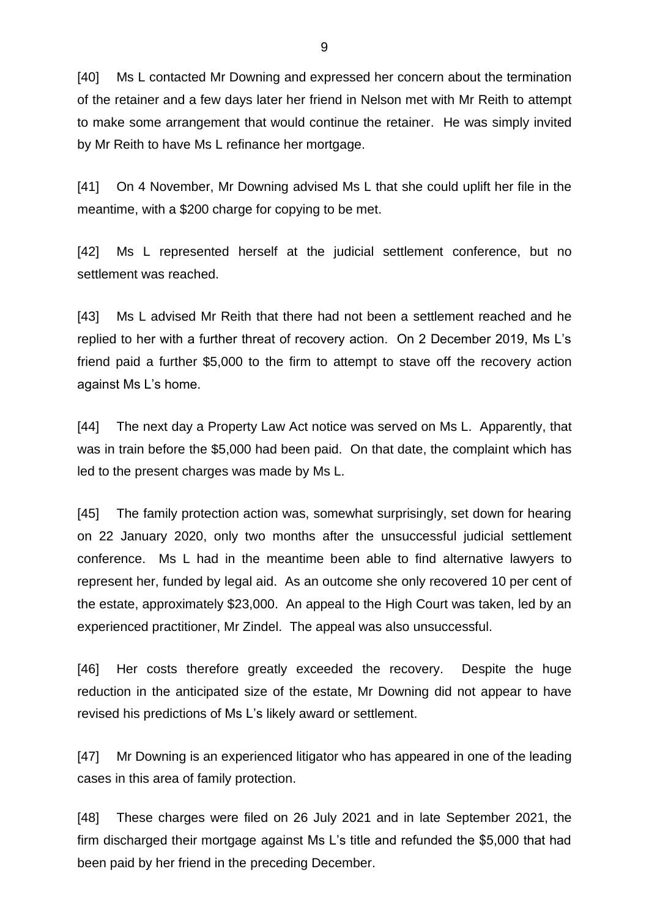[40] Ms L contacted Mr Downing and expressed her concern about the termination of the retainer and a few days later her friend in Nelson met with Mr Reith to attempt to make some arrangement that would continue the retainer. He was simply invited by Mr Reith to have Ms L refinance her mortgage.

[41] On 4 November, Mr Downing advised Ms L that she could uplift her file in the meantime, with a $200 charge for copying to be met.

[42] Ms L represented herself at the judicial settlement conference, but no settlement was reached.

[43] Ms L advised Mr Reith that there had not been a settlement reached and he replied to her with a further threat of recovery action. On 2 December 2019, Ms L's friend paid a further $5,000 to the firm to attempt to stave off the recovery action against Ms L's home.

[44] The next day a Property Law Act notice was served on Ms L. Apparently, that was in train before the $5,000 had been paid. On that date, the complaint which has led to the present charges was made by Ms L.

[45] The family protection action was, somewhat surprisingly, set down for hearing on 22 January 2020, only two months after the unsuccessful judicial settlement conference. Ms L had in the meantime been able to find alternative lawyers to represent her, funded by legal aid. As an outcome she only recovered 10 per cent of the estate, approximately $23,000. An appeal to the High Court was taken, led by an experienced practitioner, Mr Zindel. The appeal was also unsuccessful.

[46] Her costs therefore greatly exceeded the recovery. Despite the huge reduction in the anticipated size of the estate, Mr Downing did not appear to have revised his predictions of Ms L's likely award or settlement.

[47] Mr Downing is an experienced litigator who has appeared in one of the leading cases in this area of family protection.

[48] These charges were filed on 26 July 2021 and in late September 2021, the firm discharged their mortgage against Ms L's title and refunded the $5,000 that had been paid by her friend in the preceding December.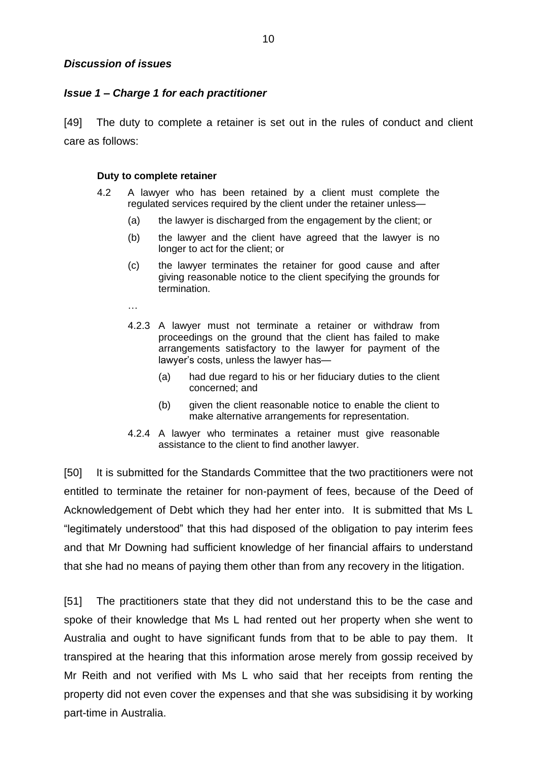### *Discussion of issues*

### *Issue 1 – Charge 1 for each practitioner*

[49] The duty to complete a retainer is set out in the rules of conduct and client care as follows:

> **Duty to complete retainer**
>
> 4.2 A lawyer who has been retained by a client must complete the regulated services required by the client under the retainer unless—
>
> (a) the lawyer is discharged from the engagement by the client; or
>
> (b) the lawyer and the client have agreed that the lawyer is no longer to act for the client; or
>
> (c) the lawyer terminates the retainer for good cause and after giving reasonable notice to the client specifying the grounds for termination.
>
> …
>
> 4.2.3 A lawyer must not terminate a retainer or withdraw from proceedings on the ground that the client has failed to make arrangements satisfactory to the lawyer for payment of the lawyer's costs, unless the lawyer has—
>
> (a) had due regard to his or her fiduciary duties to the client concerned; and
>
> (b) given the client reasonable notice to enable the client to make alternative arrangements for representation.
>
> 4.2.4 A lawyer who terminates a retainer must give reasonable assistance to the client to find another lawyer.

[50] It is submitted for the Standards Committee that the two practitioners were not entitled to terminate the retainer for non-payment of fees, because of the Deed of Acknowledgement of Debt which they had her enter into. It is submitted that Ms L "legitimately understood" that this had disposed of the obligation to pay interim fees and that Mr Downing had sufficient knowledge of her financial affairs to understand that she had no means of paying them other than from any recovery in the litigation.

[51] The practitioners state that they did not understand this to be the case and spoke of their knowledge that Ms L had rented out her property when she went to Australia and ought to have significant funds from that to be able to pay them. It transpired at the hearing that this information arose merely from gossip received by Mr Reith and not verified with Ms L who said that her receipts from renting the property did not even cover the expenses and that she was subsidising it by working part-time in Australia.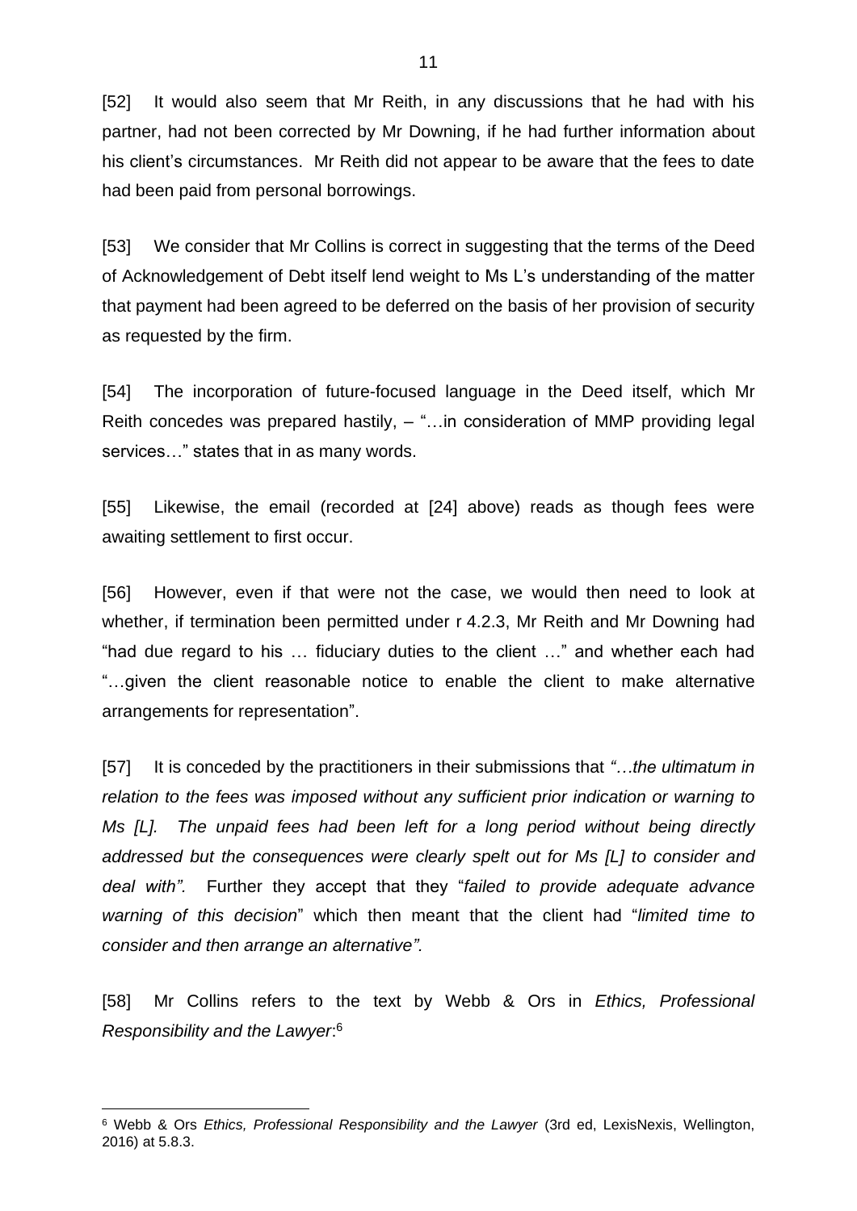[52] It would also seem that Mr Reith, in any discussions that he had with his partner, had not been corrected by Mr Downing, if he had further information about his client's circumstances. Mr Reith did not appear to be aware that the fees to date had been paid from personal borrowings.

[53] We consider that Mr Collins is correct in suggesting that the terms of the Deed of Acknowledgement of Debt itself lend weight to Ms L's understanding of the matter that payment had been agreed to be deferred on the basis of her provision of security as requested by the firm.

[54] The incorporation of future-focused language in the Deed itself, which Mr Reith concedes was prepared hastily, – "…in consideration of MMP providing legal services…" states that in as many words.

[55] Likewise, the email (recorded at [24] above) reads as though fees were awaiting settlement to first occur.

[56] However, even if that were not the case, we would then need to look at whether, if termination been permitted under r 4.2.3, Mr Reith and Mr Downing had "had due regard to his … fiduciary duties to the client …" and whether each had "…given the client reasonable notice to enable the client to make alternative arrangements for representation".

[57] It is conceded by the practitioners in their submissions that *"…the ultimatum in relation to the fees was imposed without any sufficient prior indication or warning to Ms [L]. The unpaid fees had been left for a long period without being directly addressed but the consequences were clearly spelt out for Ms [L] to consider and deal with".* Further they accept that they "*failed to provide adequate advance warning of this decision*" which then meant that the client had "*limited time to consider and then arrange an alternative"*.

[58] Mr Collins refers to the text by Webb & Ors in *Ethics, Professional Responsibility and the Lawyer*:[6]

---

[6] Webb & Ors *Ethics, Professional Responsibility and the Lawyer* (3rd ed, LexisNexis, Wellington, 2016) at 5.8.3.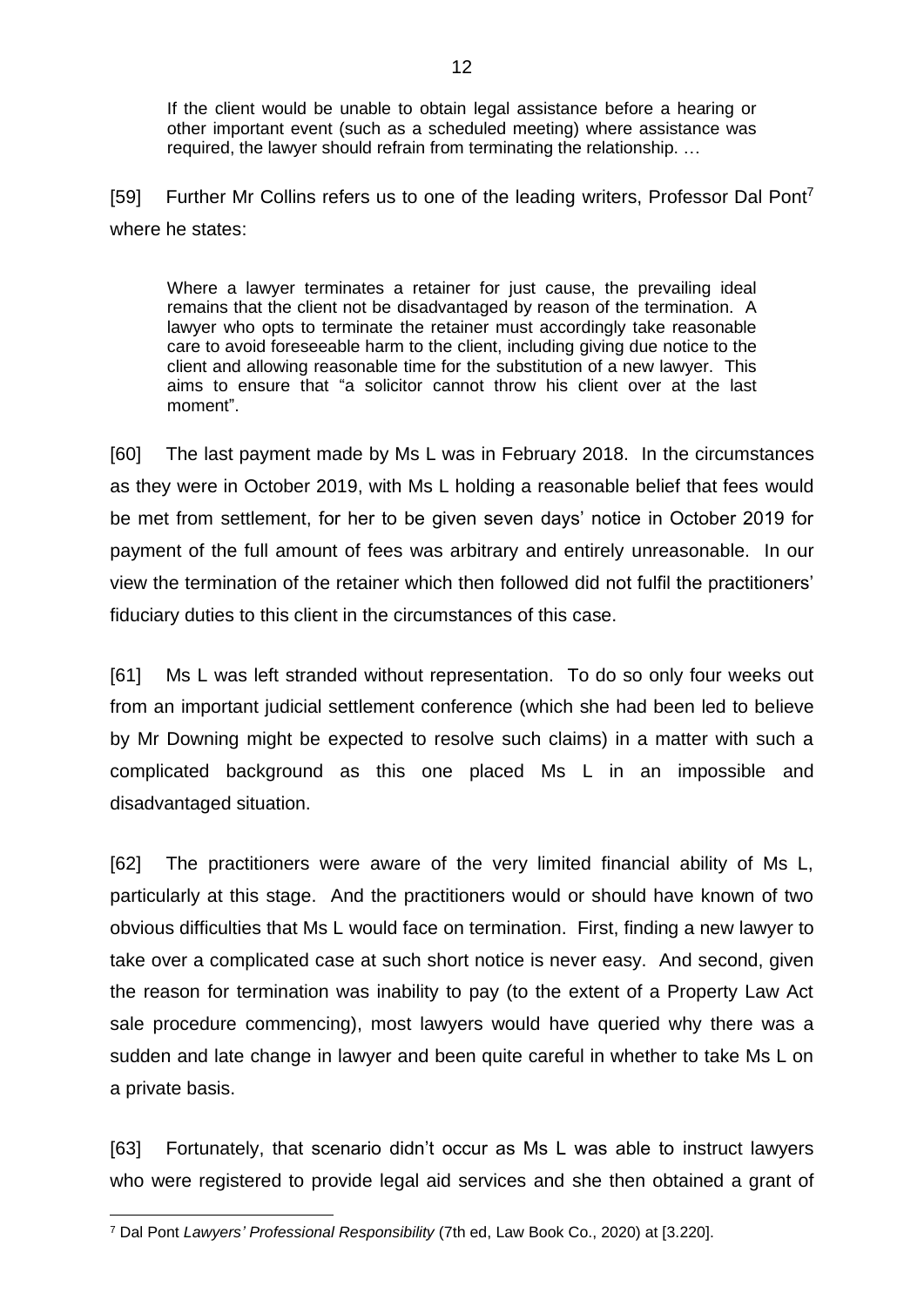> If the client would be unable to obtain legal assistance before a hearing or other important event (such as a scheduled meeting) where assistance was required, the lawyer should refrain from terminating the relationship. …

[59] Further Mr Collins refers us to one of the leading writers, Professor Dal Pont[7] where he states:

> Where a lawyer terminates a retainer for just cause, the prevailing ideal remains that the client not be disadvantaged by reason of the termination. A lawyer who opts to terminate the retainer must accordingly take reasonable care to avoid foreseeable harm to the client, including giving due notice to the client and allowing reasonable time for the substitution of a new lawyer. This aims to ensure that "a solicitor cannot throw his client over at the last moment".

[60] The last payment made by Ms L was in February 2018. In the circumstances as they were in October 2019, with Ms L holding a reasonable belief that fees would be met from settlement, for her to be given seven days' notice in October 2019 for payment of the full amount of fees was arbitrary and entirely unreasonable. In our view the termination of the retainer which then followed did not fulfil the practitioners' fiduciary duties to this client in the circumstances of this case.

[61] Ms L was left stranded without representation. To do so only four weeks out from an important judicial settlement conference (which she had been led to believe by Mr Downing might be expected to resolve such claims) in a matter with such a complicated background as this one placed Ms L in an impossible and disadvantaged situation.

[62] The practitioners were aware of the very limited financial ability of Ms L, particularly at this stage. And the practitioners would or should have known of two obvious difficulties that Ms L would face on termination. First, finding a new lawyer to take over a complicated case at such short notice is never easy. And second, given the reason for termination was inability to pay (to the extent of a Property Law Act sale procedure commencing), most lawyers would have queried why there was a sudden and late change in lawyer and been quite careful in whether to take Ms L on a private basis.

[63] Fortunately, that scenario didn't occur as Ms L was able to instruct lawyers who were registered to provide legal aid services and she then obtained a grant of

---

[7] Dal Pont *Lawyers' Professional Responsibility* (7th ed, Law Book Co., 2020) at [3.220].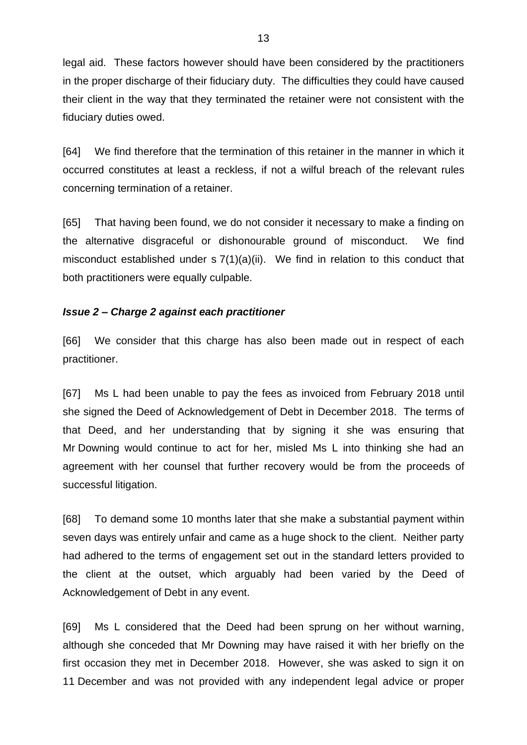legal aid. These factors however should have been considered by the practitioners in the proper discharge of their fiduciary duty. The difficulties they could have caused their client in the way that they terminated the retainer were not consistent with the fiduciary duties owed.

[64] We find therefore that the termination of this retainer in the manner in which it occurred constitutes at least a reckless, if not a wilful breach of the relevant rules concerning termination of a retainer.

[65] That having been found, we do not consider it necessary to make a finding on the alternative disgraceful or dishonourable ground of misconduct. We find misconduct established under s 7(1)(a)(ii). We find in relation to this conduct that both practitioners were equally culpable.

***Issue 2 – Charge 2 against each practitioner***

[66] We consider that this charge has also been made out in respect of each practitioner.

[67] Ms L had been unable to pay the fees as invoiced from February 2018 until she signed the Deed of Acknowledgement of Debt in December 2018. The terms of that Deed, and her understanding that by signing it she was ensuring that Mr Downing would continue to act for her, misled Ms L into thinking she had an agreement with her counsel that further recovery would be from the proceeds of successful litigation.

[68] To demand some 10 months later that she make a substantial payment within seven days was entirely unfair and came as a huge shock to the client. Neither party had adhered to the terms of engagement set out in the standard letters provided to the client at the outset, which arguably had been varied by the Deed of Acknowledgement of Debt in any event.

[69] Ms L considered that the Deed had been sprung on her without warning, although she conceded that Mr Downing may have raised it with her briefly on the first occasion they met in December 2018. However, she was asked to sign it on 11 December and was not provided with any independent legal advice or proper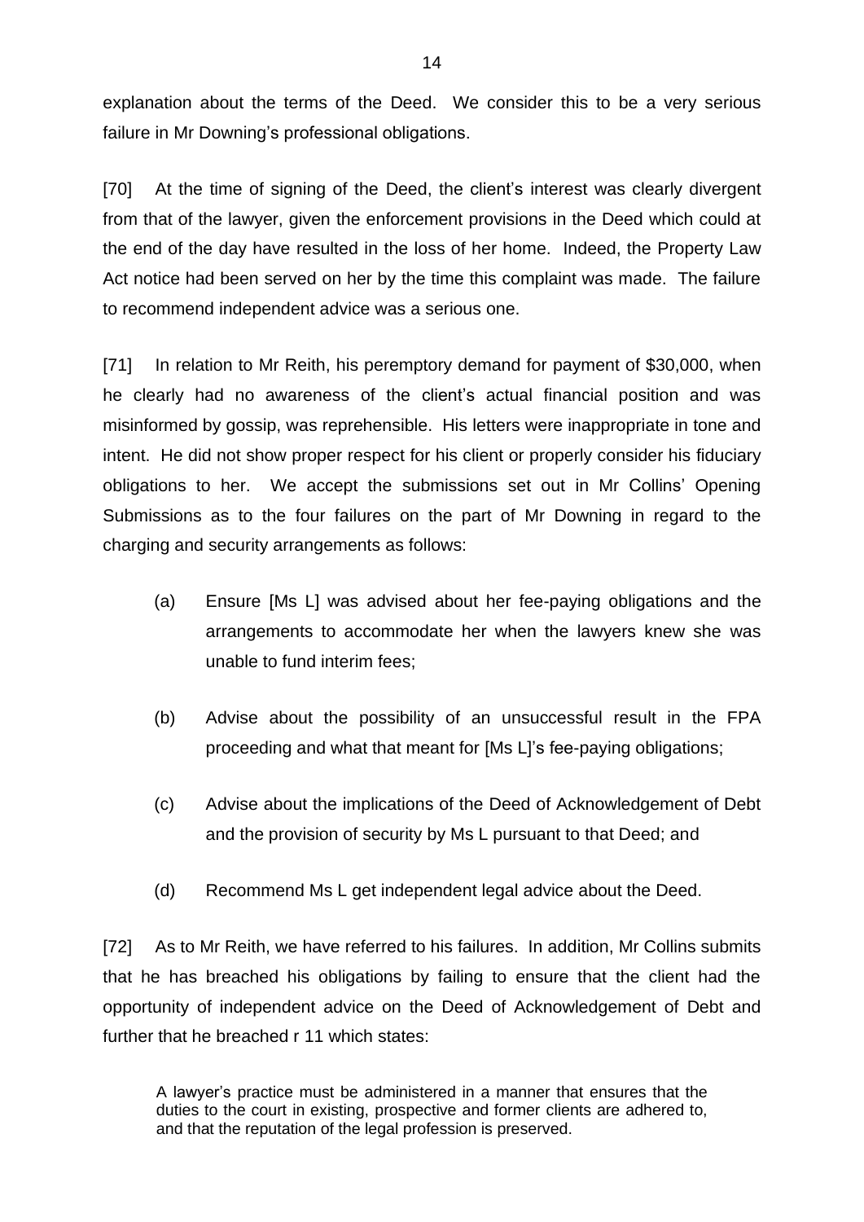explanation about the terms of the Deed. We consider this to be a very serious failure in Mr Downing's professional obligations.

[70] At the time of signing of the Deed, the client's interest was clearly divergent from that of the lawyer, given the enforcement provisions in the Deed which could at the end of the day have resulted in the loss of her home. Indeed, the Property Law Act notice had been served on her by the time this complaint was made. The failure to recommend independent advice was a serious one.

[71] In relation to Mr Reith, his peremptory demand for payment of $30,000, when he clearly had no awareness of the client's actual financial position and was misinformed by gossip, was reprehensible. His letters were inappropriate in tone and intent. He did not show proper respect for his client or properly consider his fiduciary obligations to her. We accept the submissions set out in Mr Collins' Opening Submissions as to the four failures on the part of Mr Downing in regard to the charging and security arrangements as follows:

(a) Ensure [Ms L] was advised about her fee-paying obligations and the arrangements to accommodate her when the lawyers knew she was unable to fund interim fees;

(b) Advise about the possibility of an unsuccessful result in the FPA proceeding and what that meant for [Ms L]'s fee-paying obligations;

(c) Advise about the implications of the Deed of Acknowledgement of Debt and the provision of security by Ms L pursuant to that Deed; and

(d) Recommend Ms L get independent legal advice about the Deed.

[72] As to Mr Reith, we have referred to his failures. In addition, Mr Collins submits that he has breached his obligations by failing to ensure that the client had the opportunity of independent advice on the Deed of Acknowledgement of Debt and further that he breached r 11 which states:

> A lawyer's practice must be administered in a manner that ensures that the duties to the court in existing, prospective and former clients are adhered to, and that the reputation of the legal profession is preserved.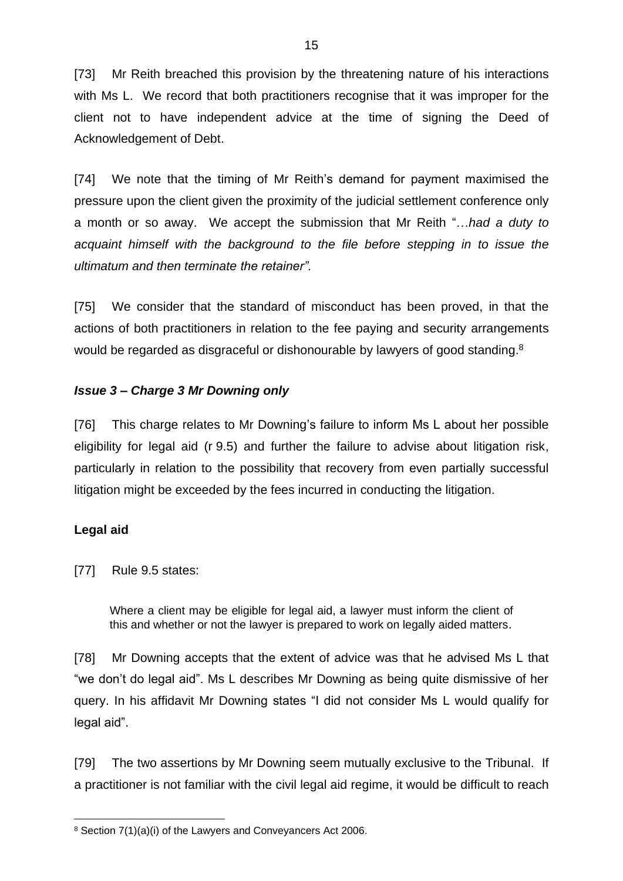[73] Mr Reith breached this provision by the threatening nature of his interactions with Ms L. We record that both practitioners recognise that it was improper for the client not to have independent advice at the time of signing the Deed of Acknowledgement of Debt.

[74] We note that the timing of Mr Reith's demand for payment maximised the pressure upon the client given the proximity of the judicial settlement conference only a month or so away. We accept the submission that Mr Reith "…*had a duty to acquaint himself with the background to the file before stepping in to issue the ultimatum and then terminate the retainer".*

[75] We consider that the standard of misconduct has been proved, in that the actions of both practitioners in relation to the fee paying and security arrangements would be regarded as disgraceful or dishonourable by lawyers of good standing.[8]

***Issue 3 – Charge 3 Mr Downing only***

[76] This charge relates to Mr Downing's failure to inform Ms L about her possible eligibility for legal aid (r 9.5) and further the failure to advise about litigation risk, particularly in relation to the possibility that recovery from even partially successful litigation might be exceeded by the fees incurred in conducting the litigation.

**Legal aid**

[77] Rule 9.5 states:

> Where a client may be eligible for legal aid, a lawyer must inform the client of this and whether or not the lawyer is prepared to work on legally aided matters.

[78] Mr Downing accepts that the extent of advice was that he advised Ms L that "we don't do legal aid". Ms L describes Mr Downing as being quite dismissive of her query. In his affidavit Mr Downing states "I did not consider Ms L would qualify for legal aid".

[79] The two assertions by Mr Downing seem mutually exclusive to the Tribunal. If a practitioner is not familiar with the civil legal aid regime, it would be difficult to reach

[8] Section 7(1)(a)(i) of the Lawyers and Conveyancers Act 2006.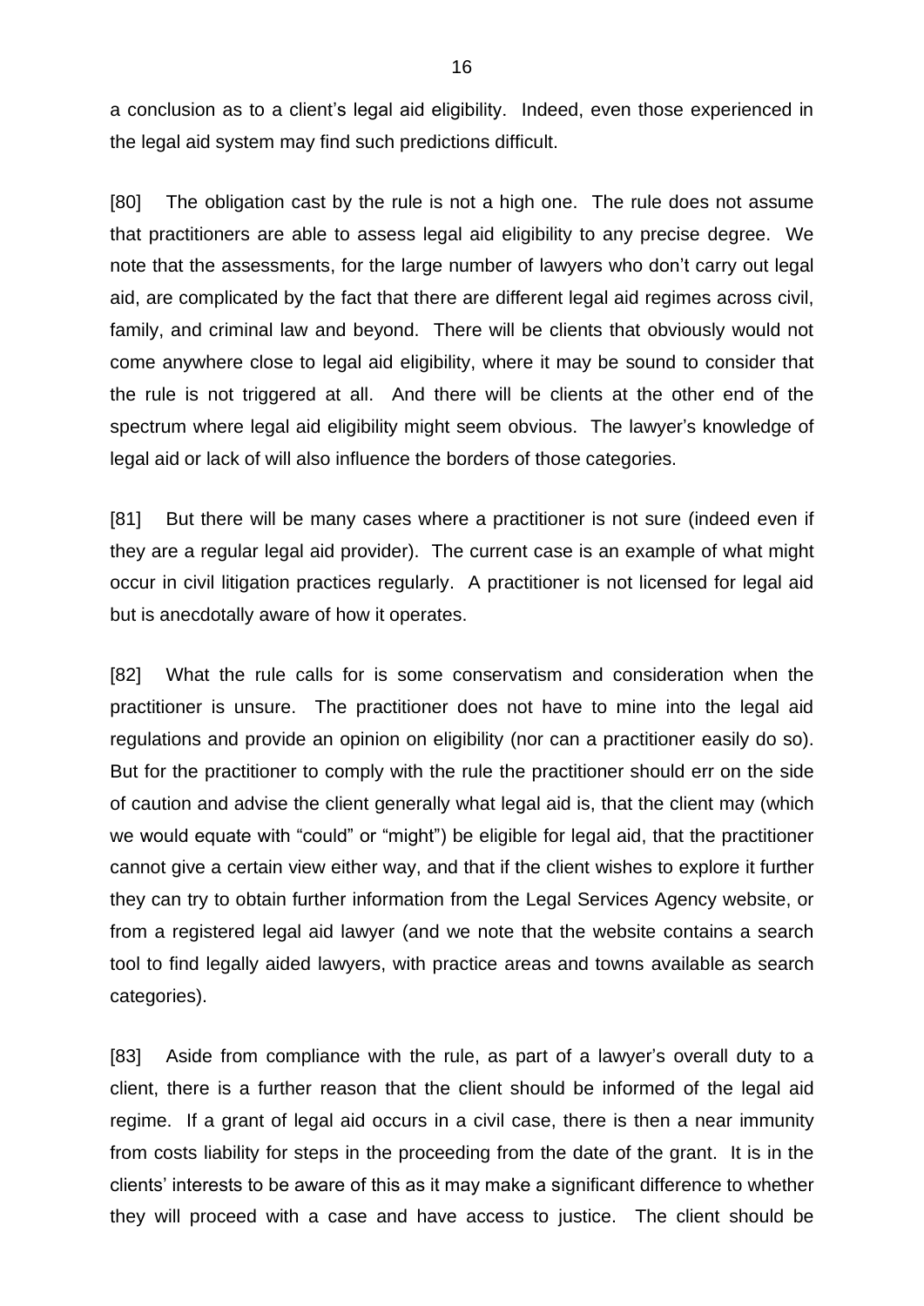a conclusion as to a client's legal aid eligibility. Indeed, even those experienced in the legal aid system may find such predictions difficult.

[80] The obligation cast by the rule is not a high one. The rule does not assume that practitioners are able to assess legal aid eligibility to any precise degree. We note that the assessments, for the large number of lawyers who don't carry out legal aid, are complicated by the fact that there are different legal aid regimes across civil, family, and criminal law and beyond. There will be clients that obviously would not come anywhere close to legal aid eligibility, where it may be sound to consider that the rule is not triggered at all. And there will be clients at the other end of the spectrum where legal aid eligibility might seem obvious. The lawyer's knowledge of legal aid or lack of will also influence the borders of those categories.

[81] But there will be many cases where a practitioner is not sure (indeed even if they are a regular legal aid provider). The current case is an example of what might occur in civil litigation practices regularly. A practitioner is not licensed for legal aid but is anecdotally aware of how it operates.

[82] What the rule calls for is some conservatism and consideration when the practitioner is unsure. The practitioner does not have to mine into the legal aid regulations and provide an opinion on eligibility (nor can a practitioner easily do so). But for the practitioner to comply with the rule the practitioner should err on the side of caution and advise the client generally what legal aid is, that the client may (which we would equate with "could" or "might") be eligible for legal aid, that the practitioner cannot give a certain view either way, and that if the client wishes to explore it further they can try to obtain further information from the Legal Services Agency website, or from a registered legal aid lawyer (and we note that the website contains a search tool to find legally aided lawyers, with practice areas and towns available as search categories).

[83] Aside from compliance with the rule, as part of a lawyer's overall duty to a client, there is a further reason that the client should be informed of the legal aid regime. If a grant of legal aid occurs in a civil case, there is then a near immunity from costs liability for steps in the proceeding from the date of the grant. It is in the clients' interests to be aware of this as it may make a significant difference to whether they will proceed with a case and have access to justice. The client should be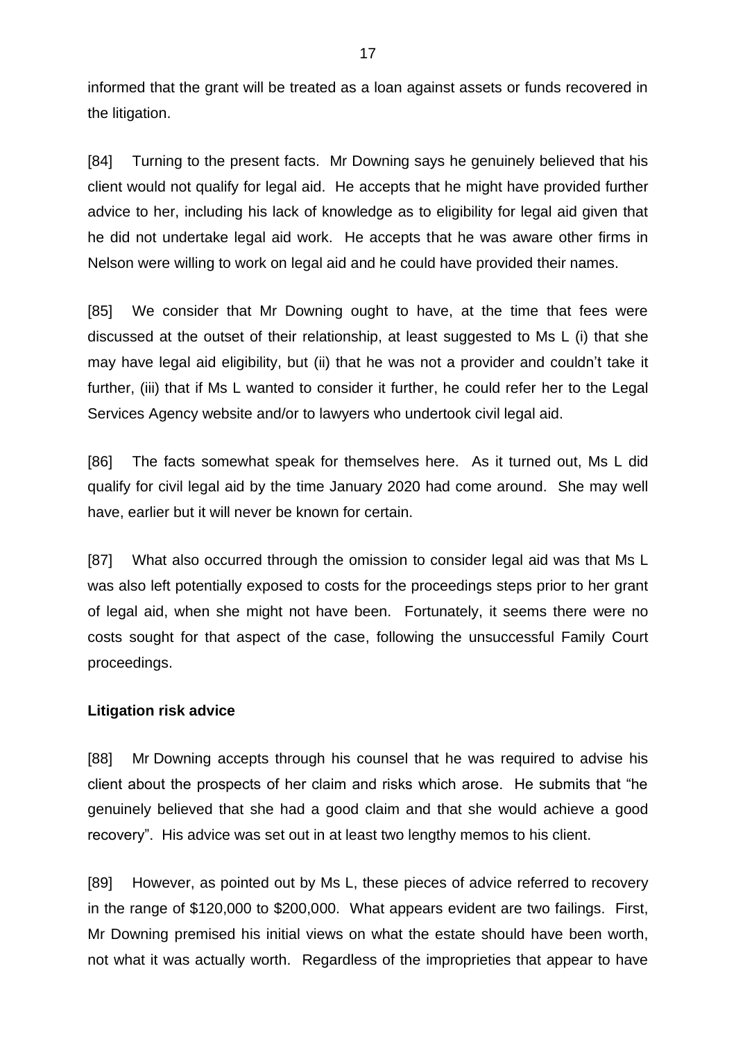informed that the grant will be treated as a loan against assets or funds recovered in the litigation.

[84] Turning to the present facts. Mr Downing says he genuinely believed that his client would not qualify for legal aid. He accepts that he might have provided further advice to her, including his lack of knowledge as to eligibility for legal aid given that he did not undertake legal aid work. He accepts that he was aware other firms in Nelson were willing to work on legal aid and he could have provided their names.

[85] We consider that Mr Downing ought to have, at the time that fees were discussed at the outset of their relationship, at least suggested to Ms L (i) that she may have legal aid eligibility, but (ii) that he was not a provider and couldn't take it further, (iii) that if Ms L wanted to consider it further, he could refer her to the Legal Services Agency website and/or to lawyers who undertook civil legal aid.

[86] The facts somewhat speak for themselves here. As it turned out, Ms L did qualify for civil legal aid by the time January 2020 had come around. She may well have, earlier but it will never be known for certain.

[87] What also occurred through the omission to consider legal aid was that Ms L was also left potentially exposed to costs for the proceedings steps prior to her grant of legal aid, when she might not have been. Fortunately, it seems there were no costs sought for that aspect of the case, following the unsuccessful Family Court proceedings.

**Litigation risk advice**

[88] Mr Downing accepts through his counsel that he was required to advise his client about the prospects of her claim and risks which arose. He submits that "he genuinely believed that she had a good claim and that she would achieve a good recovery". His advice was set out in at least two lengthy memos to his client.

[89] However, as pointed out by Ms L, these pieces of advice referred to recovery in the range of $120,000 to $200,000. What appears evident are two failings. First, Mr Downing premised his initial views on what the estate should have been worth, not what it was actually worth. Regardless of the improprieties that appear to have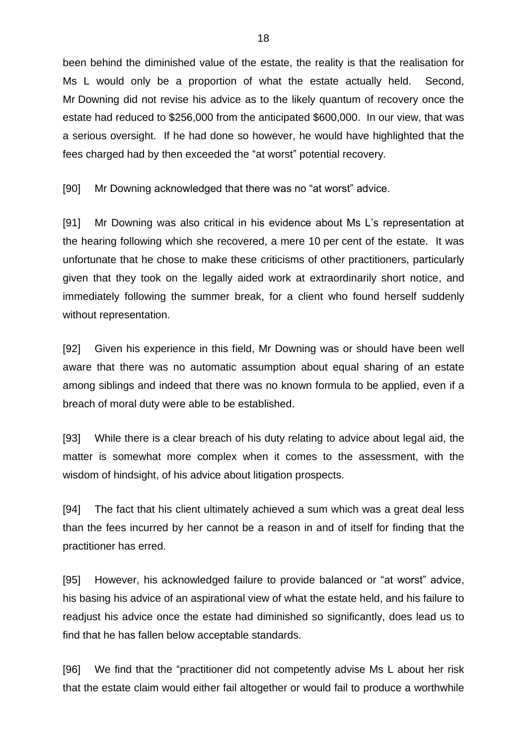been behind the diminished value of the estate, the reality is that the realisation for Ms L would only be a proportion of what the estate actually held. Second, Mr Downing did not revise his advice as to the likely quantum of recovery once the estate had reduced to $256,000 from the anticipated $600,000. In our view, that was a serious oversight. If he had done so however, he would have highlighted that the fees charged had by then exceeded the "at worst" potential recovery.

[90] Mr Downing acknowledged that there was no "at worst" advice.

[91] Mr Downing was also critical in his evidence about Ms L's representation at the hearing following which she recovered, a mere 10 per cent of the estate. It was unfortunate that he chose to make these criticisms of other practitioners, particularly given that they took on the legally aided work at extraordinarily short notice, and immediately following the summer break, for a client who found herself suddenly without representation.

[92] Given his experience in this field, Mr Downing was or should have been well aware that there was no automatic assumption about equal sharing of an estate among siblings and indeed that there was no known formula to be applied, even if a breach of moral duty were able to be established.

[93] While there is a clear breach of his duty relating to advice about legal aid, the matter is somewhat more complex when it comes to the assessment, with the wisdom of hindsight, of his advice about litigation prospects.

[94] The fact that his client ultimately achieved a sum which was a great deal less than the fees incurred by her cannot be a reason in and of itself for finding that the practitioner has erred.

[95] However, his acknowledged failure to provide balanced or "at worst" advice, his basing his advice of an aspirational view of what the estate held, and his failure to readjust his advice once the estate had diminished so significantly, does lead us to find that he has fallen below acceptable standards.

[96] We find that the "practitioner did not competently advise Ms L about her risk that the estate claim would either fail altogether or would fail to produce a worthwhile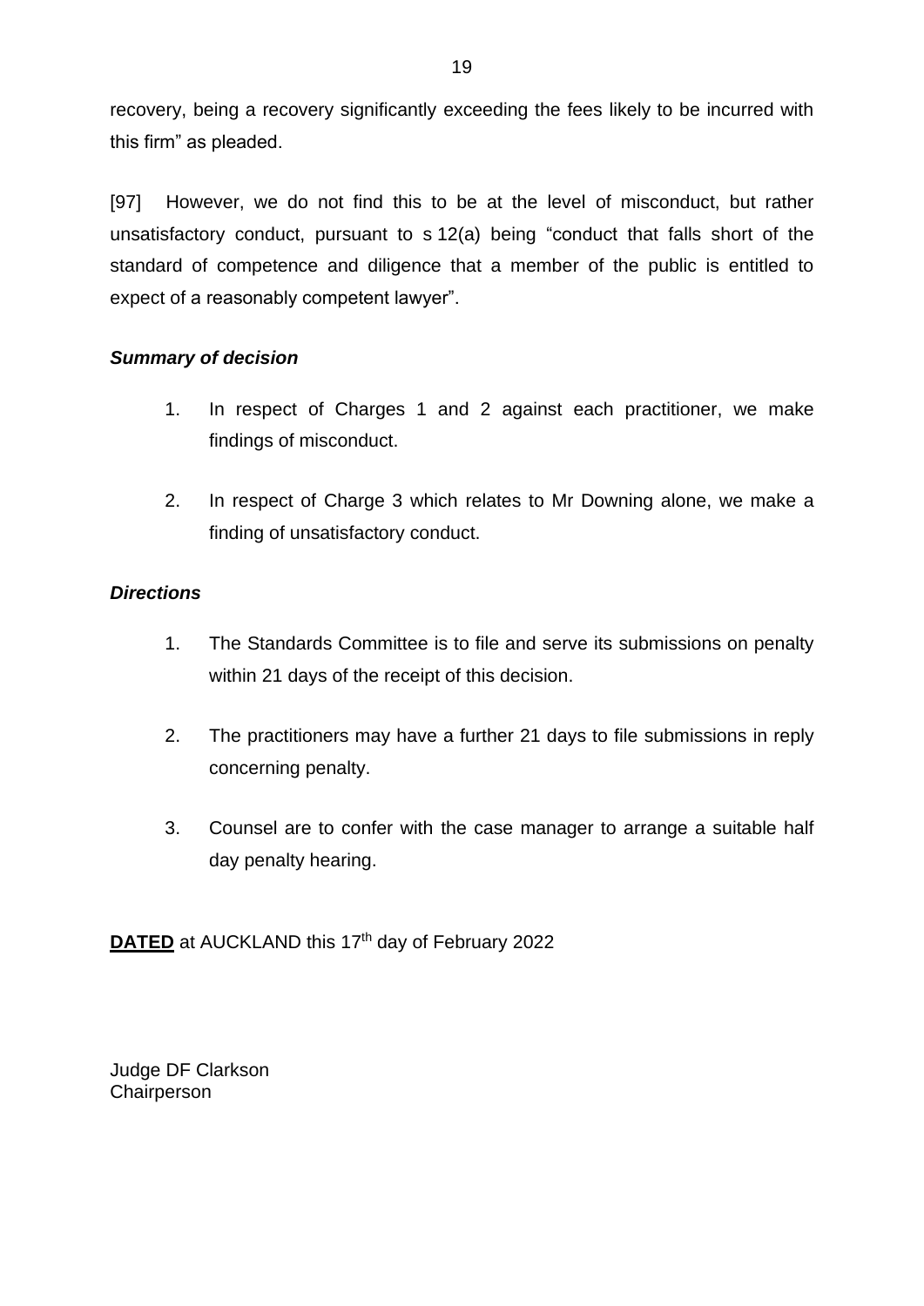recovery, being a recovery significantly exceeding the fees likely to be incurred with this firm" as pleaded.

[97] However, we do not find this to be at the level of misconduct, but rather unsatisfactory conduct, pursuant to s 12(a) being "conduct that falls short of the standard of competence and diligence that a member of the public is entitled to expect of a reasonably competent lawyer".

***Summary of decision***

1. In respect of Charges 1 and 2 against each practitioner, we make findings of misconduct.

2. In respect of Charge 3 which relates to Mr Downing alone, we make a finding of unsatisfactory conduct.

***Directions***

1. The Standards Committee is to file and serve its submissions on penalty within 21 days of the receipt of this decision.

2. The practitioners may have a further 21 days to file submissions in reply concerning penalty.

3. Counsel are to confer with the case manager to arrange a suitable half day penalty hearing.

**<u>DATED</u>** at AUCKLAND this 17th day of February 2022

Judge DF Clarkson
Chairperson